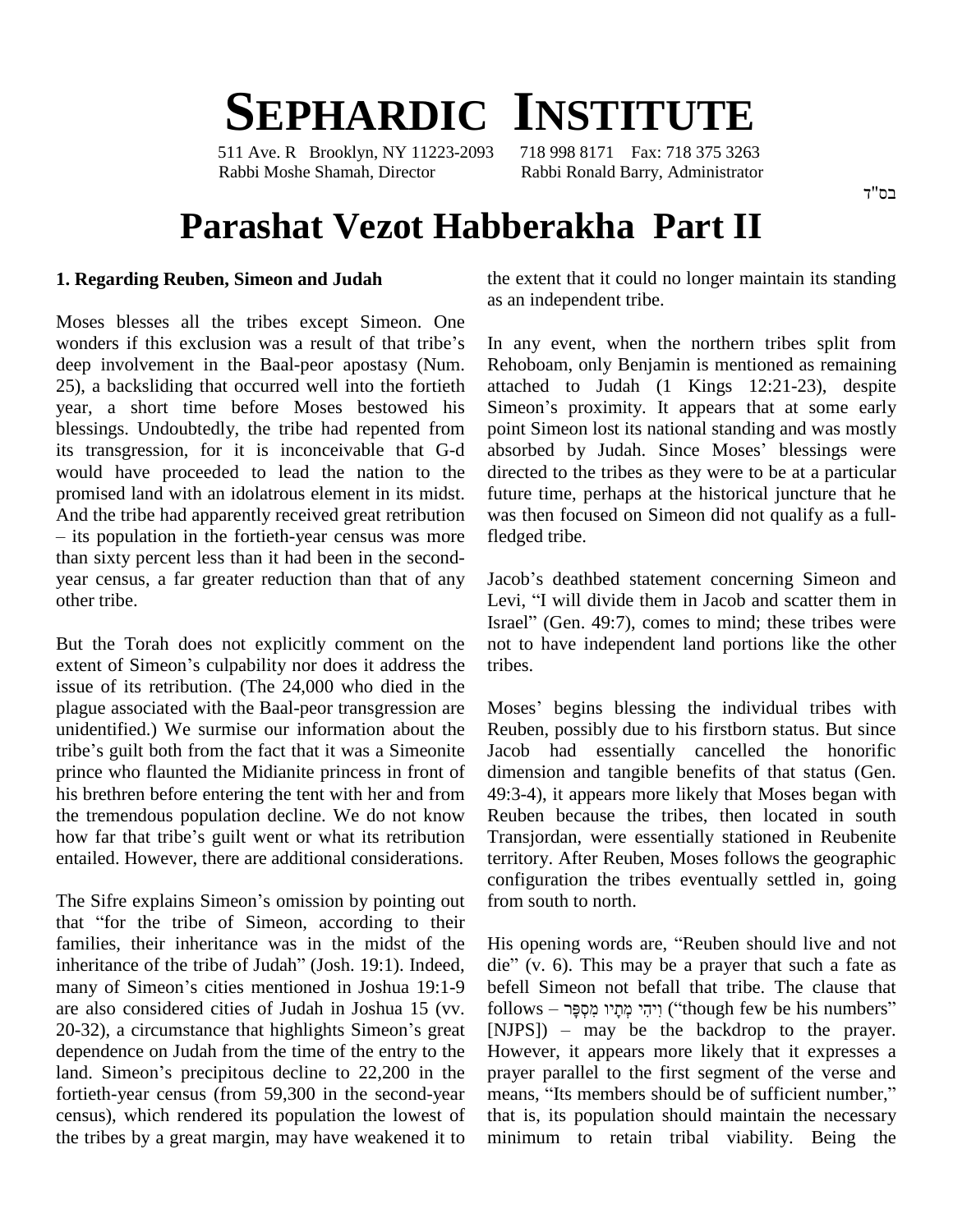# SEPHARDIC INSTITUTE

511 Ave. R Brooklyn, NY 11223-2093 718 998 8171 Fax: 718 375 3263
Rabbi Moshe Shamah, Director Rabbi Ronald Barry, Administrator

בס"ד

# Parashat Vezot Habberakha Part II

### 1. Regarding Reuben, Simeon and Judah

Moses blesses all the tribes except Simeon. One wonders if this exclusion was a result of that tribe's deep involvement in the Baal-peor apostasy (Num. 25), a backsliding that occurred well into the fortieth year, a short time before Moses bestowed his blessings. Undoubtedly, the tribe had repented from its transgression, for it is inconceivable that G-d would have proceeded to lead the nation to the promised land with an idolatrous element in its midst. And the tribe had apparently received great retribution – its population in the fortieth-year census was more than sixty percent less than it had been in the second-year census, a far greater reduction than that of any other tribe.

But the Torah does not explicitly comment on the extent of Simeon's culpability nor does it address the issue of its retribution. (The 24,000 who died in the plague associated with the Baal-peor transgression are unidentified.) We surmise our information about the tribe's guilt both from the fact that it was a Simeonite prince who flaunted the Midianite princess in front of his brethren before entering the tent with her and from the tremendous population decline. We do not know how far that tribe's guilt went or what its retribution entailed. However, there are additional considerations.

The Sifre explains Simeon's omission by pointing out that "for the tribe of Simeon, according to their families, their inheritance was in the midst of the inheritance of the tribe of Judah" (Josh. 19:1). Indeed, many of Simeon's cities mentioned in Joshua 19:1-9 are also considered cities of Judah in Joshua 15 (vv. 20-32), a circumstance that highlights Simeon's great dependence on Judah from the time of the entry to the land. Simeon's precipitous decline to 22,200 in the fortieth-year census (from 59,300 in the second-year census), which rendered its population the lowest of the tribes by a great margin, may have weakened it to the extent that it could no longer maintain its standing as an independent tribe.

In any event, when the northern tribes split from Rehoboam, only Benjamin is mentioned as remaining attached to Judah (1 Kings 12:21-23), despite Simeon's proximity. It appears that at some early point Simeon lost its national standing and was mostly absorbed by Judah. Since Moses' blessings were directed to the tribes as they were to be at a particular future time, perhaps at the historical juncture that he was then focused on Simeon did not qualify as a full-fledged tribe.

Jacob's deathbed statement concerning Simeon and Levi, "I will divide them in Jacob and scatter them in Israel" (Gen. 49:7), comes to mind; these tribes were not to have independent land portions like the other tribes.

Moses' begins blessing the individual tribes with Reuben, possibly due to his firstborn status. But since Jacob had essentially cancelled the honorific dimension and tangible benefits of that status (Gen. 49:3-4), it appears more likely that Moses began with Reuben because the tribes, then located in south Transjordan, were essentially stationed in Reubenite territory. After Reuben, Moses follows the geographic configuration the tribes eventually settled in, going from south to north.

His opening words are, "Reuben should live and not die" (v. 6). This may be a prayer that such a fate as befell Simeon not befall that tribe. The clause that follows – וִיהִי מְתָיו מִסְפָּר ("though few be his numbers" [NJPS]) – may be the backdrop to the prayer. However, it appears more likely that it expresses a prayer parallel to the first segment of the verse and means, "Its members should be of sufficient number," that is, its population should maintain the necessary minimum to retain tribal viability. Being the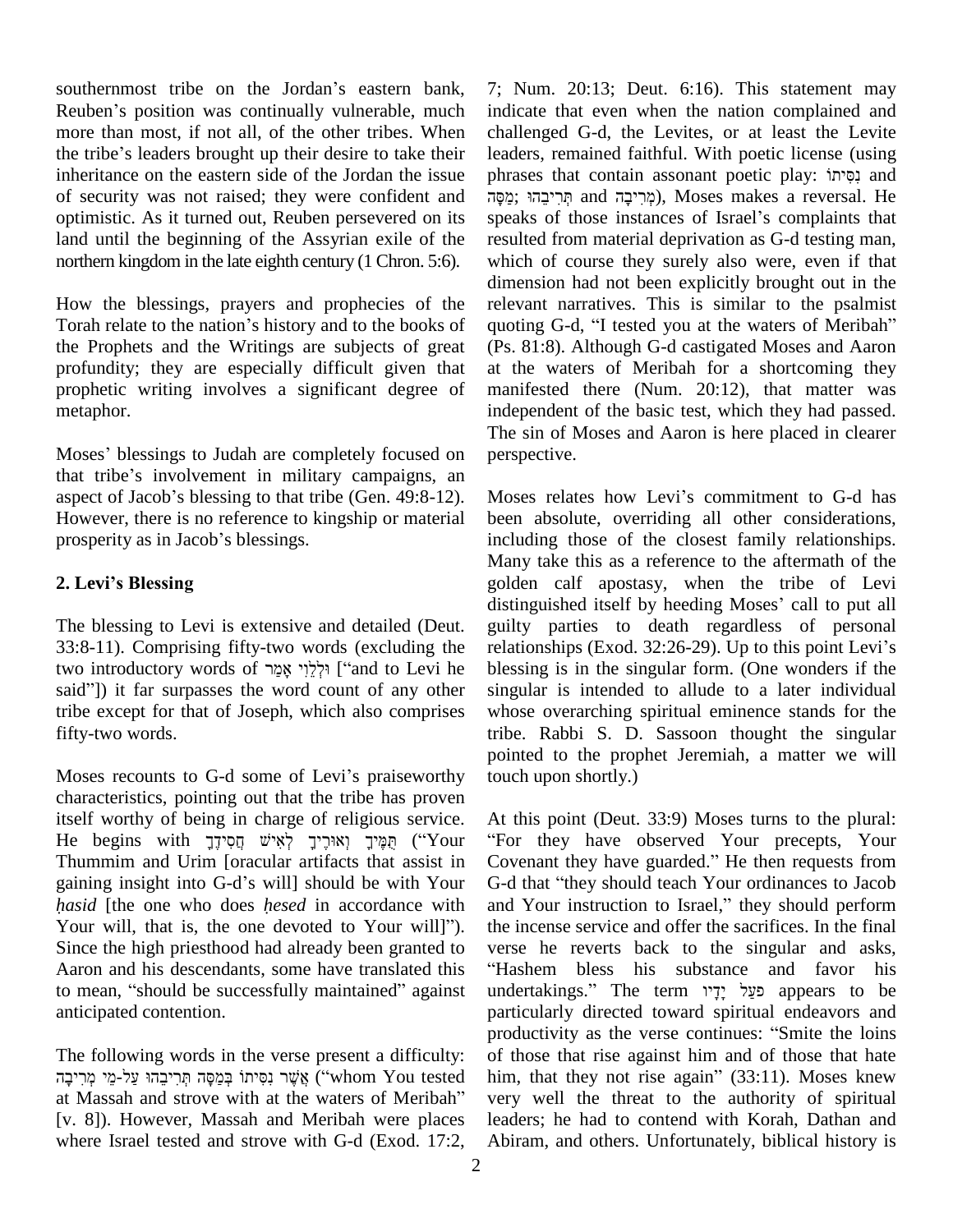southernmost tribe on the Jordan's eastern bank, Reuben's position was continually vulnerable, much more than most, if not all, of the other tribes. When the tribe's leaders brought up their desire to take their inheritance on the eastern side of the Jordan the issue of security was not raised; they were confident and optimistic. As it turned out, Reuben persevered on its land until the beginning of the Assyrian exile of the northern kingdom in the late eighth century (1 Chron. 5:6).

How the blessings, prayers and prophecies of the Torah relate to the nation's history and to the books of the Prophets and the Writings are subjects of great profundity; they are especially difficult given that prophetic writing involves a significant degree of metaphor.

Moses' blessings to Judah are completely focused on that tribe's involvement in military campaigns, an aspect of Jacob's blessing to that tribe (Gen. 49:8-12). However, there is no reference to kingship or material prosperity as in Jacob's blessings.

## 2. Levi's Blessing

The blessing to Levi is extensive and detailed (Deut. 33:8-11). Comprising fifty-two words (excluding the two introductory words of וּלְלֵוִי אָמַר ["and to Levi he said"]) it far surpasses the word count of any other tribe except for that of Joseph, which also comprises fifty-two words.

Moses recounts to G-d some of Levi's praiseworthy characteristics, pointing out that the tribe has proven itself worthy of being in charge of religious service. He begins with תֻּמֶּיךָ וְאוּרֶיךָ לְאִישׁ חֲסִידֶךָ ("Your Thummim and Urim [oracular artifacts that assist in gaining insight into G-d's will] should be with Your *ḥasid* [the one who does *ḥesed* in accordance with Your will, that is, the one devoted to Your will]"). Since the high priesthood had already been granted to Aaron and his descendants, some have translated this to mean, "should be successfully maintained" against anticipated contention.

The following words in the verse present a difficulty: אֲשֶׁר נִסִּיתוֹ בְּמַסָּה תְּרִיבֵהוּ עַל-מֵי מְרִיבָה ("whom You tested at Massah and strove with at the waters of Meribah" [v. 8]). However, Massah and Meribah were places where Israel tested and strove with G-d (Exod. 17:2, 7; Num. 20:13; Deut. 6:16). This statement may indicate that even when the nation complained and challenged G-d, the Levites, or at least the Levite leaders, remained faithful. With poetic license (using phrases that contain assonant poetic play: נִסִּיתוֹ and מַסָּה; תְּרִיבֵהוּ and מְרִיבָה), Moses makes a reversal. He speaks of those instances of Israel's complaints that resulted from material deprivation as G-d testing man, which of course they surely also were, even if that dimension had not been explicitly brought out in the relevant narratives. This is similar to the psalmist quoting G-d, "I tested you at the waters of Meribah" (Ps. 81:8). Although G-d castigated Moses and Aaron at the waters of Meribah for a shortcoming they manifested there (Num. 20:12), that matter was independent of the basic test, which they had passed. The sin of Moses and Aaron is here placed in clearer perspective.

Moses relates how Levi's commitment to G-d has been absolute, overriding all other considerations, including those of the closest family relationships. Many take this as a reference to the aftermath of the golden calf apostasy, when the tribe of Levi distinguished itself by heeding Moses' call to put all guilty parties to death regardless of personal relationships (Exod. 32:26-29). Up to this point Levi's blessing is in the singular form. (One wonders if the singular is intended to allude to a later individual whose overarching spiritual eminence stands for the tribe. Rabbi S. D. Sassoon thought the singular pointed to the prophet Jeremiah, a matter we will touch upon shortly.)

At this point (Deut. 33:9) Moses turns to the plural: "For they have observed Your precepts, Your Covenant they have guarded." He then requests from G-d that "they should teach Your ordinances to Jacob and Your instruction to Israel," they should perform the incense service and offer the sacrifices. In the final verse he reverts back to the singular and asks, "Hashem bless his substance and favor his undertakings." The term פֹעַל יָדָיו appears to be particularly directed toward spiritual endeavors and productivity as the verse continues: "Smite the loins of those that rise against him and of those that hate him, that they not rise again" (33:11). Moses knew very well the threat to the authority of spiritual leaders; he had to contend with Korah, Dathan and Abiram, and others. Unfortunately, biblical history is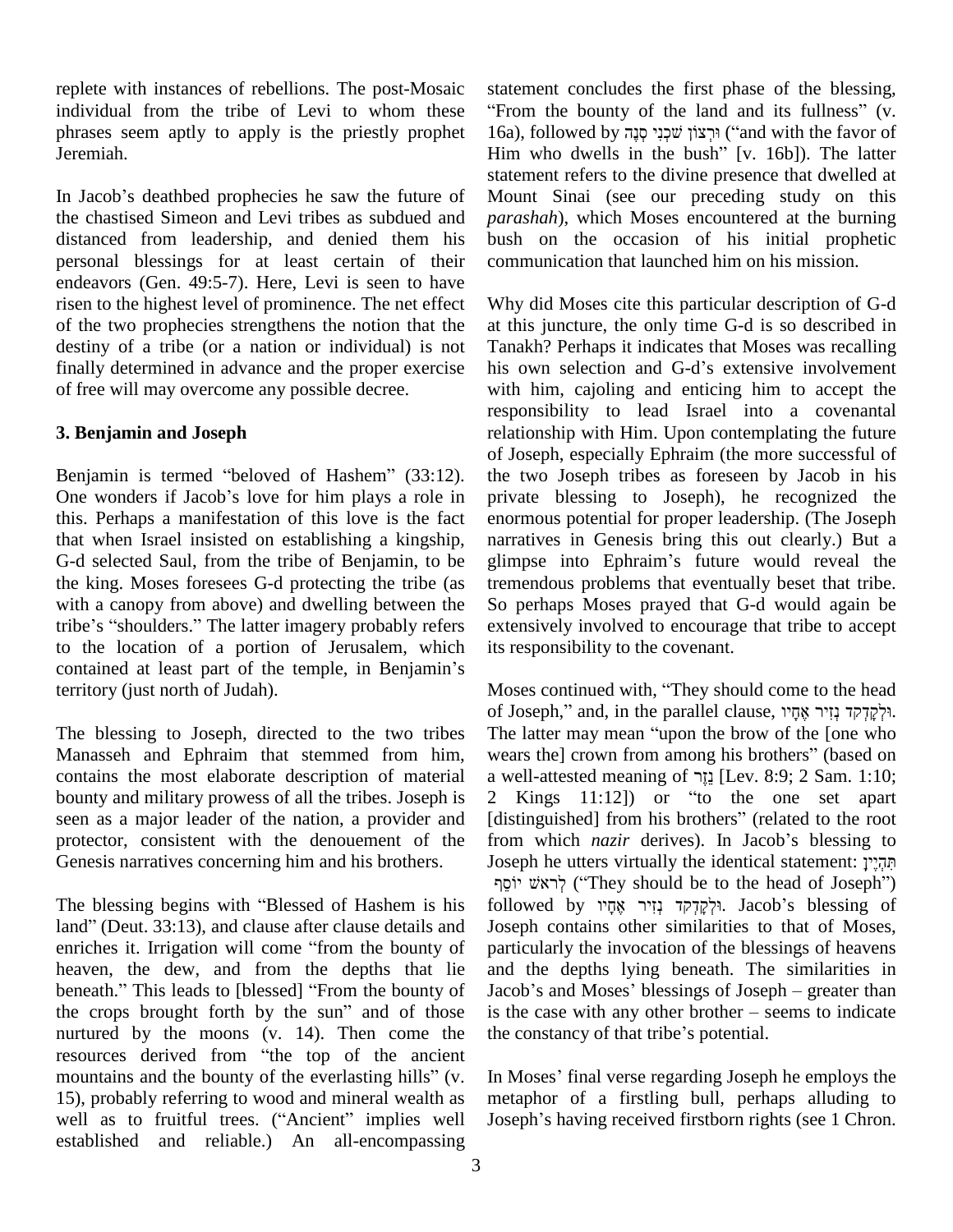replete with instances of rebellions. The post-Mosaic individual from the tribe of Levi to whom these phrases seem aptly to apply is the priestly prophet Jeremiah.

In Jacob's deathbed prophecies he saw the future of the chastised Simeon and Levi tribes as subdued and distanced from leadership, and denied them his personal blessings for at least certain of their endeavors (Gen. 49:5-7). Here, Levi is seen to have risen to the highest level of prominence. The net effect of the two prophecies strengthens the notion that the destiny of a tribe (or a nation or individual) is not finally determined in advance and the proper exercise of free will may overcome any possible decree.

### 3. Benjamin and Joseph

Benjamin is termed "beloved of Hashem" (33:12). One wonders if Jacob's love for him plays a role in this. Perhaps a manifestation of this love is the fact that when Israel insisted on establishing a kingship, G-d selected Saul, from the tribe of Benjamin, to be the king. Moses foresees G-d protecting the tribe (as with a canopy from above) and dwelling between the tribe's "shoulders." The latter imagery probably refers to the location of a portion of Jerusalem, which contained at least part of the temple, in Benjamin's territory (just north of Judah).

The blessing to Joseph, directed to the two tribes Manasseh and Ephraim that stemmed from him, contains the most elaborate description of material bounty and military prowess of all the tribes. Joseph is seen as a major leader of the nation, a provider and protector, consistent with the denouement of the Genesis narratives concerning him and his brothers.

The blessing begins with "Blessed of Hashem is his land" (Deut. 33:13), and clause after clause details and enriches it. Irrigation will come "from the bounty of heaven, the dew, and from the depths that lie beneath." This leads to [blessed] "From the bounty of the crops brought forth by the sun" and of those nurtured by the moons (v. 14). Then come the resources derived from "the top of the ancient mountains and the bounty of the everlasting hills" (v. 15), probably referring to wood and mineral wealth as well as to fruitful trees. ("Ancient" implies well established and reliable.) An all-encompassing statement concludes the first phase of the blessing, "From the bounty of the land and its fullness" (v. 16a), followed by וּרְצוֹן שֹׁכְנִי סְנֶה ("and with the favor of Him who dwells in the bush" [v. 16b]). The latter statement refers to the divine presence that dwelled at Mount Sinai (see our preceding study on this *parashah*), which Moses encountered at the burning bush on the occasion of his initial prophetic communication that launched him on his mission.

Why did Moses cite this particular description of G-d at this juncture, the only time G-d is so described in Tanakh? Perhaps it indicates that Moses was recalling his own selection and G-d's extensive involvement with him, cajoling and enticing him to accept the responsibility to lead Israel into a covenantal relationship with Him. Upon contemplating the future of Joseph, especially Ephraim (the more successful of the two Joseph tribes as foreseen by Jacob in his private blessing to Joseph), he recognized the enormous potential for proper leadership. (The Joseph narratives in Genesis bring this out clearly.) But a glimpse into Ephraim's future would reveal the tremendous problems that eventually beset that tribe. So perhaps Moses prayed that G-d would again be extensively involved to encourage that tribe to accept its responsibility to the covenant.

Moses continued with, "They should come to the head of Joseph," and, in the parallel clause, וּלְקָדְקֹד נְזִיר אֶחָיו. The latter may mean "upon the brow of the [one who wears the] crown from among his brothers" (based on a well-attested meaning of נֵזֶר [Lev. 8:9; 2 Sam. 1:10; 2 Kings 11:12]) or "to the one set apart [distinguished] from his brothers" (related to the root from which *nazir* derives). In Jacob's blessing to Joseph he utters virtually the identical statement: תִּהְיֶיןָ לְרֹאשׁ יוֹסֵף ("They should be to the head of Joseph") followed by וּלְקָדְקֹד נְזִיר אֶחָיו. Jacob's blessing of Joseph contains other similarities to that of Moses, particularly the invocation of the blessings of heavens and the depths lying beneath. The similarities in Jacob's and Moses' blessings of Joseph – greater than is the case with any other brother – seems to indicate the constancy of that tribe's potential.

In Moses' final verse regarding Joseph he employs the metaphor of a firstling bull, perhaps alluding to Joseph's having received firstborn rights (see 1 Chron.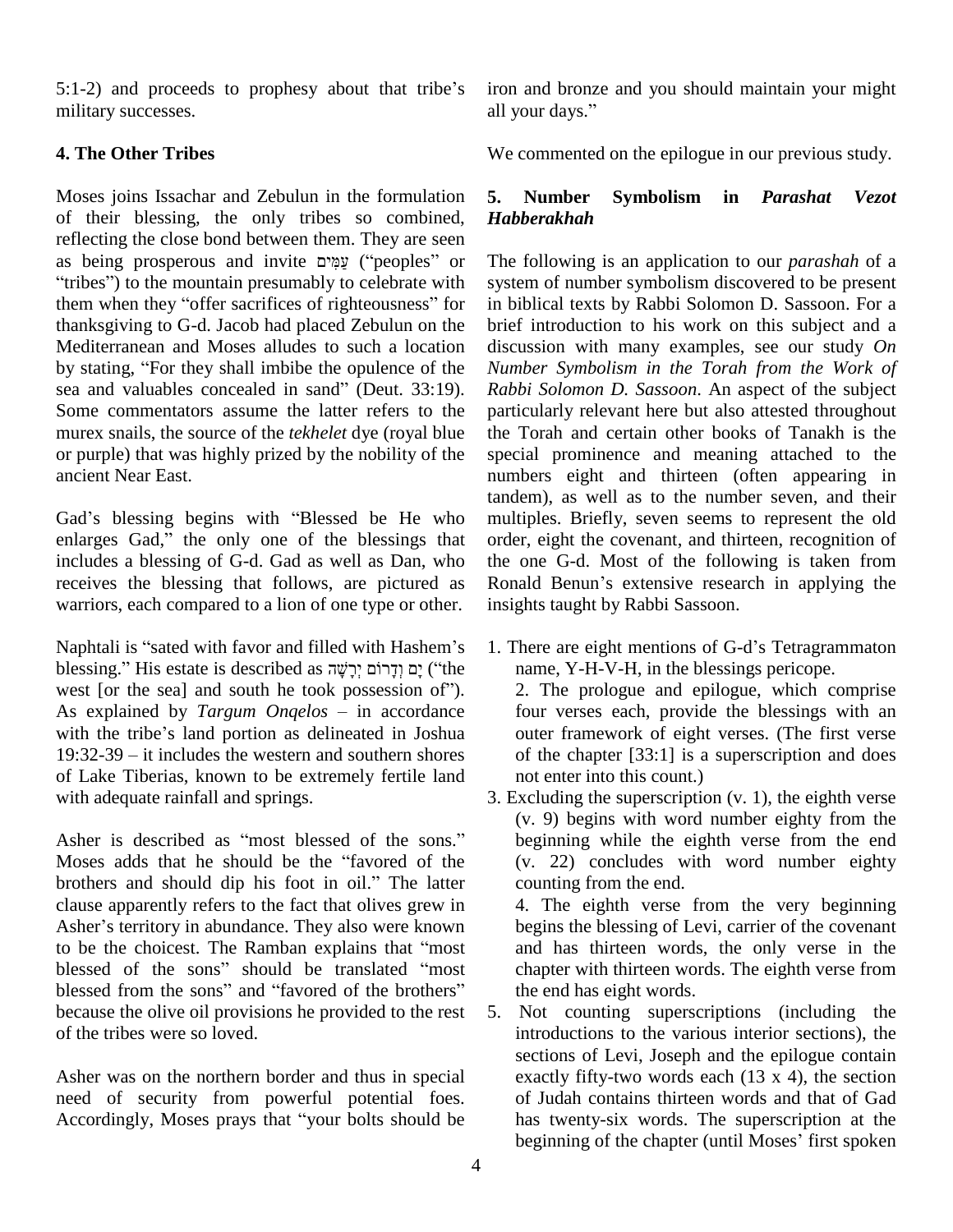5:1-2) and proceeds to prophesy about that tribe's military successes.

**4. The Other Tribes**

Moses joins Issachar and Zebulun in the formulation of their blessing, the only tribes so combined, reflecting the close bond between them. They are seen as being prosperous and invite עַמִּים ("peoples" or "tribes") to the mountain presumably to celebrate with them when they "offer sacrifices of righteousness" for thanksgiving to G-d. Jacob had placed Zebulun on the Mediterranean and Moses alludes to such a location by stating, "For they shall imbibe the opulence of the sea and valuables concealed in sand" (Deut. 33:19). Some commentators assume the latter refers to the murex snails, the source of the *tekhelet* dye (royal blue or purple) that was highly prized by the nobility of the ancient Near East.

Gad's blessing begins with "Blessed be He who enlarges Gad," the only one of the blessings that includes a blessing of G-d. Gad as well as Dan, who receives the blessing that follows, are pictured as warriors, each compared to a lion of one type or other.

Naphtali is "sated with favor and filled with Hashem's blessing." His estate is described as יָם וְדָרוֹם יְרָשָׁה ("the west [or the sea] and south he took possession of"). As explained by *Targum Onqelos* – in accordance with the tribe's land portion as delineated in Joshua 19:32-39 – it includes the western and southern shores of Lake Tiberias, known to be extremely fertile land with adequate rainfall and springs.

Asher is described as "most blessed of the sons." Moses adds that he should be the "favored of the brothers and should dip his foot in oil." The latter clause apparently refers to the fact that olives grew in Asher's territory in abundance. They also were known to be the choicest. The Ramban explains that "most blessed of the sons" should be translated "most blessed from the sons" and "favored of the brothers" because the olive oil provisions he provided to the rest of the tribes were so loved.

Asher was on the northern border and thus in special need of security from powerful potential foes. Accordingly, Moses prays that "your bolts should be iron and bronze and you should maintain your might all your days."

We commented on the epilogue in our previous study.

**5. Number Symbolism in *Parashat Vezot Habberakhah***

The following is an application to our *parashah* of a system of number symbolism discovered to be present in biblical texts by Rabbi Solomon D. Sassoon. For a brief introduction to his work on this subject and a discussion with many examples, see our study *On Number Symbolism in the Torah from the Work of Rabbi Solomon D. Sassoon*. An aspect of the subject particularly relevant here but also attested throughout the Torah and certain other books of Tanakh is the special prominence and meaning attached to the numbers eight and thirteen (often appearing in tandem), as well as to the number seven, and their multiples. Briefly, seven seems to represent the old order, eight the covenant, and thirteen, recognition of the one G-d. Most of the following is taken from Ronald Benun's extensive research in applying the insights taught by Rabbi Sassoon.

1. There are eight mentions of G-d's Tetragrammaton name, Y-H-V-H, in the blessings pericope.
2. The prologue and epilogue, which comprise four verses each, provide the blessings with an outer framework of eight verses. (The first verse of the chapter [33:1] is a superscription and does not enter into this count.)
3. Excluding the superscription (v. 1), the eighth verse (v. 9) begins with word number eighty from the beginning while the eighth verse from the end (v. 22) concludes with word number eighty counting from the end.
4. The eighth verse from the very beginning begins the blessing of Levi, carrier of the covenant and has thirteen words, the only verse in the chapter with thirteen words. The eighth verse from the end has eight words.
5. Not counting superscriptions (including the introductions to the various interior sections), the sections of Levi, Joseph and the epilogue contain exactly fifty-two words each (13 x 4), the section of Judah contains thirteen words and that of Gad has twenty-six words. The superscription at the beginning of the chapter (until Moses' first spoken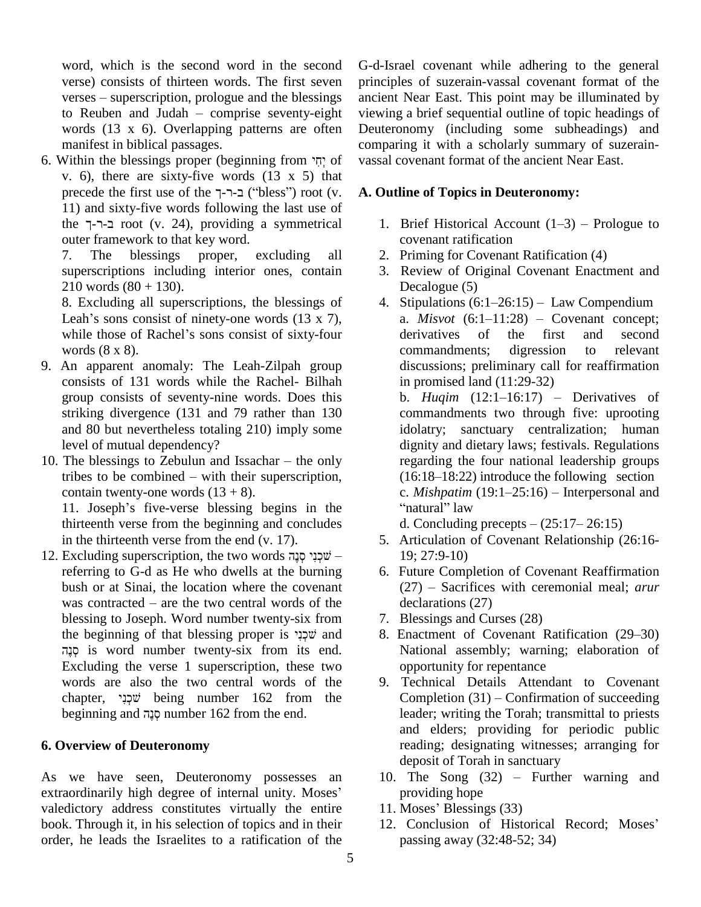word, which is the second word in the second verse) consists of thirteen words. The first seven verses – superscription, prologue and the blessings to Reuben and Judah – comprise seventy-eight words (13 x 6). Overlapping patterns are often manifest in biblical passages.

6. Within the blessings proper (beginning from יְחִי of v. 6), there are sixty-five words (13 x 5) that precede the first use of the ב-ר-ך ("bless") root (v. 11) and sixty-five words following the last use of the ב-ר-ך root (v. 24), providing a symmetrical outer framework to that key word.

7. The blessings proper, excluding all superscriptions including interior ones, contain 210 words (80 + 130).

8. Excluding all superscriptions, the blessings of Leah's sons consist of ninety-one words (13 x 7), while those of Rachel's sons consist of sixty-four words (8 x 8).

9. An apparent anomaly: The Leah-Zilpah group consists of 131 words while the Rachel- Bilhah group consists of seventy-nine words. Does this striking divergence (131 and 79 rather than 130 and 80 but nevertheless totaling 210) imply some level of mutual dependency?

10. The blessings to Zebulun and Issachar – the only tribes to be combined – with their superscription, contain twenty-one words (13 + 8).

11. Joseph's five-verse blessing begins in the thirteenth verse from the beginning and concludes in the thirteenth verse from the end (v. 17).

12. Excluding superscription, the two words שֹׁכְנִי סְנֶה – referring to G-d as He who dwells at the burning bush or at Sinai, the location where the covenant was contracted – are the two central words of the blessing to Joseph. Word number twenty-six from the beginning of that blessing proper is שֹׁכְנִי and סְנֶה is word number twenty-six from its end. Excluding the verse 1 superscription, these two words are also the two central words of the chapter, שֹׁכְנִי being number 162 from the beginning and סְנֶה number 162 from the end.

## 6. Overview of Deuteronomy

As we have seen, Deuteronomy possesses an extraordinarily high degree of internal unity. Moses' valedictory address constitutes virtually the entire book. Through it, in his selection of topics and in their order, he leads the Israelites to a ratification of the G-d-Israel covenant while adhering to the general principles of suzerain-vassal covenant format of the ancient Near East. This point may be illuminated by viewing a brief sequential outline of topic headings of Deuteronomy (including some subheadings) and comparing it with a scholarly summary of suzerain-vassal covenant format of the ancient Near East.

### A. Outline of Topics in Deuteronomy:

1. Brief Historical Account (1–3) – Prologue to covenant ratification
2. Priming for Covenant Ratification (4)
3. Review of Original Covenant Enactment and Decalogue (5)
4. Stipulations (6:1–26:15) – Law Compendium
   a. *Misvot* (6:1–11:28) – Covenant concept; derivatives of the first and second commandments; digression to relevant discussions; preliminary call for reaffirmation in promised land (11:29-32)
   b. *Huqim* (12:1–16:17) – Derivatives of commandments two through five: uprooting idolatry; sanctuary centralization; human dignity and dietary laws; festivals. Regulations regarding the four national leadership groups (16:18–18:22) introduce the following section
   c. *Mishpatim* (19:1–25:16) – Interpersonal and "natural" law
   d. Concluding precepts – (25:17– 26:15)
5. Articulation of Covenant Relationship (26:16-19; 27:9-10)
6. Future Completion of Covenant Reaffirmation (27) – Sacrifices with ceremonial meal; *arur* declarations (27)
7. Blessings and Curses (28)
8. Enactment of Covenant Ratification (29–30) National assembly; warning; elaboration of opportunity for repentance
9. Technical Details Attendant to Covenant Completion (31) – Confirmation of succeeding leader; writing the Torah; transmittal to priests and elders; providing for periodic public reading; designating witnesses; arranging for deposit of Torah in sanctuary
10. The Song (32) – Further warning and providing hope
11. Moses' Blessings (33)
12. Conclusion of Historical Record; Moses' passing away (32:48-52; 34)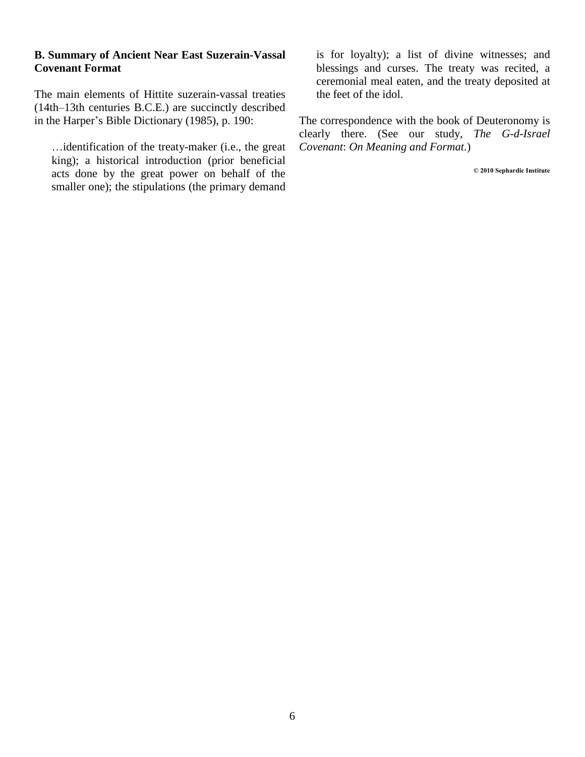### B. Summary of Ancient Near East Suzerain-Vassal Covenant Format

The main elements of Hittite suzerain-vassal treaties (14th–13th centuries B.C.E.) are succinctly described in the Harper's Bible Dictionary (1985), p. 190:

> …identification of the treaty-maker (i.e., the great king); a historical introduction (prior beneficial acts done by the great power on behalf of the smaller one); the stipulations (the primary demand is for loyalty); a list of divine witnesses; and blessings and curses. The treaty was recited, a ceremonial meal eaten, and the treaty deposited at the feet of the idol.

The correspondence with the book of Deuteronomy is clearly there. (See our study, *The G-d-Israel Covenant*: *On Meaning and Format*.)

© 2010 Sephardic Institute